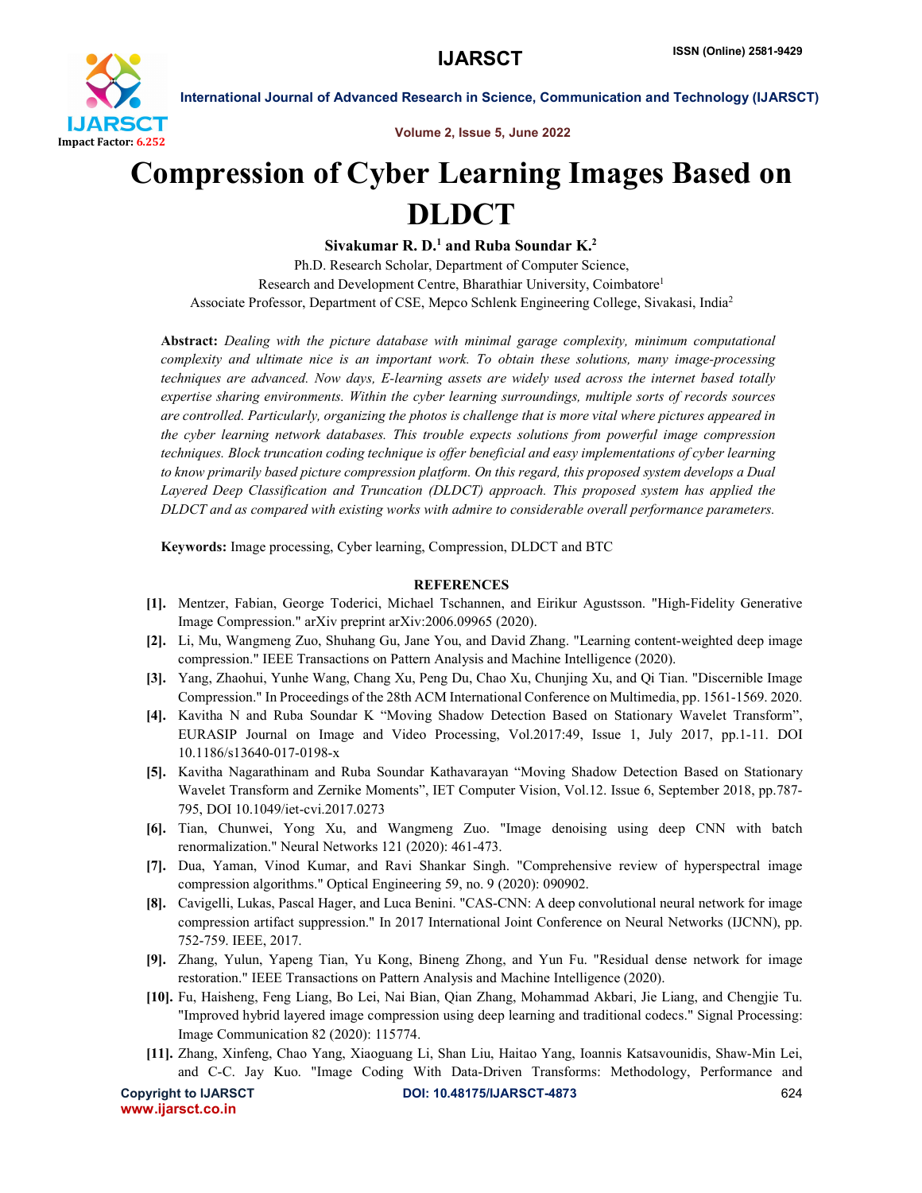# Compression of Cyber Learning Images Based on DLDCT

**Sivakumar R. D.[1] and Ruba Soundar K.[2]**

Ph.D. Research Scholar, Department of Computer Science,
Research and Development Centre, Bharathiar University, Coimbatore[1]
Associate Professor, Department of CSE, Mepco Schlenk Engineering College, Sivakasi, India[2]

**Abstract:** *Dealing with the picture database with minimal garage complexity, minimum computational complexity and ultimate nice is an important work. To obtain these solutions, many image-processing techniques are advanced. Now days, E-learning assets are widely used across the internet based totally expertise sharing environments. Within the cyber learning surroundings, multiple sorts of records sources are controlled. Particularly, organizing the photos is challenge that is more vital where pictures appeared in the cyber learning network databases. This trouble expects solutions from powerful image compression techniques. Block truncation coding technique is offer beneficial and easy implementations of cyber learning to know primarily based picture compression platform. On this regard, this proposed system develops a Dual Layered Deep Classification and Truncation (DLDCT) approach. This proposed system has applied the DLDCT and as compared with existing works with admire to considerable overall performance parameters.*

**Keywords:** Image processing, Cyber learning, Compression, DLDCT and BTC

## REFERENCES

[1]. Mentzer, Fabian, George Toderici, Michael Tschannen, and Eirikur Agustsson. "High-Fidelity Generative Image Compression." arXiv preprint arXiv:2006.09965 (2020).

[2]. Li, Mu, Wangmeng Zuo, Shuhang Gu, Jane You, and David Zhang. "Learning content-weighted deep image compression." IEEE Transactions on Pattern Analysis and Machine Intelligence (2020).

[3]. Yang, Zhaohui, Yunhe Wang, Chang Xu, Peng Du, Chao Xu, Chunjing Xu, and Qi Tian. "Discernible Image Compression." In Proceedings of the 28th ACM International Conference on Multimedia, pp. 1561-1569. 2020.

[4]. Kavitha N and Ruba Soundar K "Moving Shadow Detection Based on Stationary Wavelet Transform", EURASIP Journal on Image and Video Processing, Vol.2017:49, Issue 1, July 2017, pp.1-11. DOI 10.1186/s13640-017-0198-x

[5]. Kavitha Nagarathinam and Ruba Soundar Kathavarayan "Moving Shadow Detection Based on Stationary Wavelet Transform and Zernike Moments", IET Computer Vision, Vol.12. Issue 6, September 2018, pp.787-795, DOI 10.1049/iet-cvi.2017.0273

[6]. Tian, Chunwei, Yong Xu, and Wangmeng Zuo. "Image denoising using deep CNN with batch renormalization." Neural Networks 121 (2020): 461-473.

[7]. Dua, Yaman, Vinod Kumar, and Ravi Shankar Singh. "Comprehensive review of hyperspectral image compression algorithms." Optical Engineering 59, no. 9 (2020): 090902.

[8]. Cavigelli, Lukas, Pascal Hager, and Luca Benini. "CAS-CNN: A deep convolutional neural network for image compression artifact suppression." In 2017 International Joint Conference on Neural Networks (IJCNN), pp. 752-759. IEEE, 2017.

[9]. Zhang, Yulun, Yapeng Tian, Yu Kong, Bineng Zhong, and Yun Fu. "Residual dense network for image restoration." IEEE Transactions on Pattern Analysis and Machine Intelligence (2020).

[10]. Fu, Haisheng, Feng Liang, Bo Lei, Nai Bian, Qian Zhang, Mohammad Akbari, Jie Liang, and Chengjie Tu. "Improved hybrid layered image compression using deep learning and traditional codecs." Signal Processing: Image Communication 82 (2020): 115774.

[11]. Zhang, Xinfeng, Chao Yang, Xiaoguang Li, Shan Liu, Haitao Yang, Ioannis Katsavounidis, Shaw-Min Lei, and C-C. Jay Kuo. "Image Coding With Data-Driven Transforms: Methodology, Performance and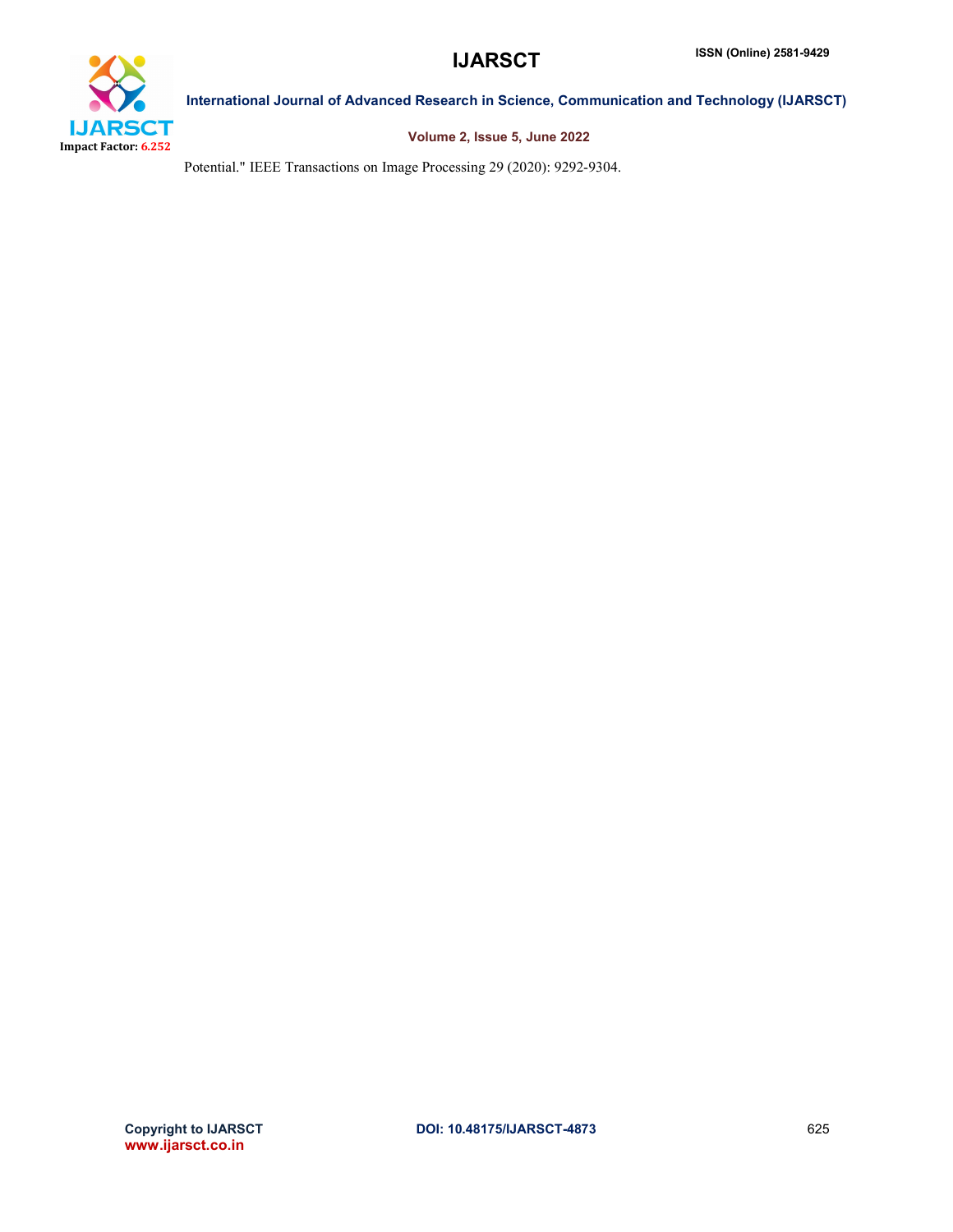Potential." IEEE Transactions on Image Processing 29 (2020): 9292-9304.